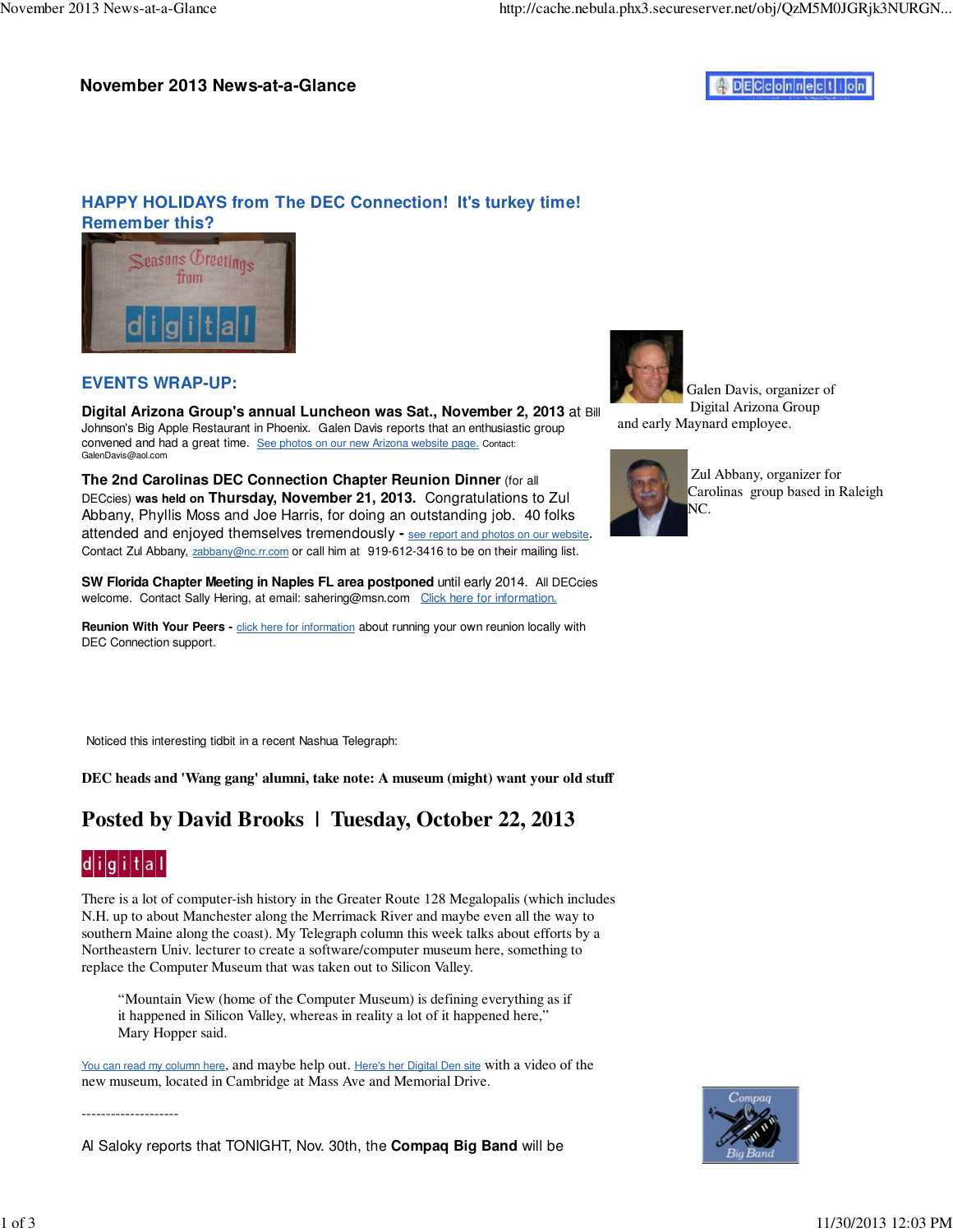# November 2013 News-at-a-Glance

## HAPPY HOLIDAYS from The DEC Connection! It's turkey time! Remember this?

## EVENTS WRAP-UP:

**Digital Arizona Group's annual Luncheon was Sat., November 2, 2013** at Bill Johnson's Big Apple Restaurant in Phoenix. Galen Davis reports that an enthusiastic group convened and had a great time. See photos on our new Arizona website page. Contact: GalenDavis@aol.com

Galen Davis, organizer of Digital Arizona Group and early Maynard employee.

**The 2nd Carolinas DEC Connection Chapter Reunion Dinner** (for all DECcies) **was held on Thursday, November 21, 2013.** Congratulations to Zul Abbany, Phyllis Moss and Joe Harris, for doing an outstanding job. 40 folks attended and enjoyed themselves tremendously - see report and photos on our website. Contact Zul Abbany, zabbany@nc.rr.com or call him at 919-612-3416 to be on their mailing list.

Zul Abbany, organizer for Carolinas group based in Raleigh NC.

**SW Florida Chapter Meeting in Naples FL area postponed** until early 2014. All DECcies welcome. Contact Sally Hering, at email: sahering@msn.com Click here for information.

**Reunion With Your Peers** - click here for information about running your own reunion locally with DEC Connection support.

Noticed this interesting tidbit in a recent Nashua Telegraph:

**DEC heads and 'Wang gang' alumni, take note: A museum (might) want your old stuff**

## Posted by David Brooks | Tuesday, October 22, 2013

There is a lot of computer-ish history in the Greater Route 128 Megalopalis (which includes N.H. up to about Manchester along the Merrimack River and maybe even all the way to southern Maine along the coast). My Telegraph column this week talks about efforts by a Northeastern Univ. lecturer to create a software/computer museum here, something to replace the Computer Museum that was taken out to Silicon Valley.

> "Mountain View (home of the Computer Museum) is defining everything as if it happened in Silicon Valley, whereas in reality a lot of it happened here," Mary Hopper said.

You can read my column here, and maybe help out. Here's her Digital Den site with a video of the new museum, located in Cambridge at Mass Ave and Memorial Drive.

--------------------

Al Saloky reports that TONIGHT, Nov. 30th, the **Compaq Big Band** will be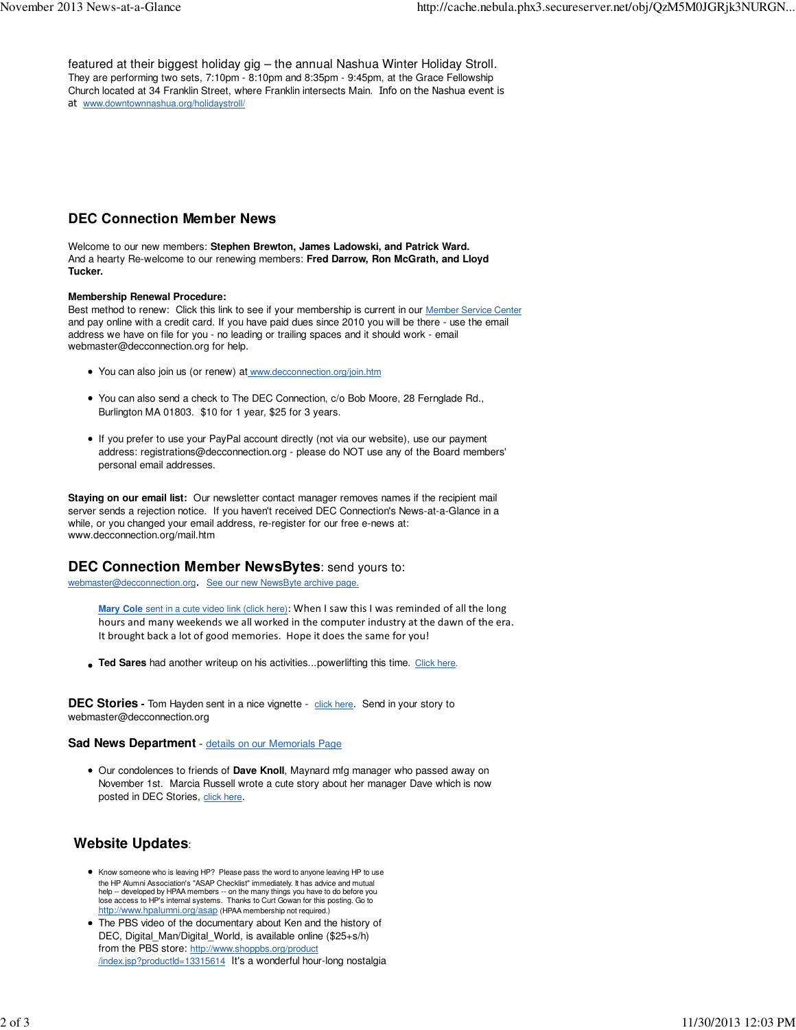featured at their biggest holiday gig – the annual Nashua Winter Holiday Stroll. They are performing two sets, 7:10pm - 8:10pm and 8:35pm - 9:45pm, at the Grace Fellowship Church located at 34 Franklin Street, where Franklin intersects Main. Info on the Nashua event is at www.downtownnashua.org/holidaystroll/

## DEC Connection Member News

Welcome to our new members: **Stephen Brewton, James Ladowski, and Patrick Ward.**
And a hearty Re-welcome to our renewing members: **Fred Darrow, Ron McGrath, and Lloyd Tucker.**

**Membership Renewal Procedure:**
Best method to renew: Click this link to see if your membership is current in our Member Service Center and pay online with a credit card. If you have paid dues since 2010 you will be there - use the email address we have on file for you - no leading or trailing spaces and it should work - email webmaster@decconnection.org for help.

- You can also join us (or renew) at www.decconnection.org/join.htm
- You can also send a check to The DEC Connection, c/o Bob Moore, 28 Fernglade Rd., Burlington MA 01803. $10 for 1 year, $25 for 3 years.
- If you prefer to use your PayPal account directly (not via our website), use our payment address: registrations@decconnection.org - please do NOT use any of the Board members' personal email addresses.

**Staying on our email list:** Our newsletter contact manager removes names if the recipient mail server sends a rejection notice. If you haven't received DEC Connection's News-at-a-Glance in a while, or you changed your email address, re-register for our free e-news at: www.decconnection.org/mail.htm

## DEC Connection Member NewsBytes: send yours to:

webmaster@decconnection.org. See our new NewsByte archive page.

**Mary Cole** sent in a cute video link (click here): When I saw this I was reminded of all the long hours and many weekends we all worked in the computer industry at the dawn of the era. It brought back a lot of good memories. Hope it does the same for you!

- **Ted Sares** had another writeup on his activities...powerlifting this time. Click here.

**DEC Stories** - Tom Hayden sent in a nice vignette - click here. Send in your story to webmaster@decconnection.org

**Sad News Department** - details on our Memorials Page

- Our condolences to friends of **Dave Knoll**, Maynard mfg manager who passed away on November 1st. Marcia Russell wrote a cute story about her manager Dave which is now posted in DEC Stories, click here.

## Website Updates:

- Know someone who is leaving HP? Please pass the word to anyone leaving HP to use the HP Alumni Association's "ASAP Checklist" immediately. It has advice and mutual help -- developed by HPAA members -- on the many things you have to do before you lose access to HP's internal systems. Thanks to Curt Gowan for this posting. Go to http://www.hpalumni.org/asap (HPAA membership not required.)
- The PBS video of the documentary about Ken and the history of DEC, Digital_Man/Digital_World, is available online ($25+s/h) from the PBS store: http://www.shoppbs.org/product/index.jsp?productId=13315614 It's a wonderful hour-long nostalgia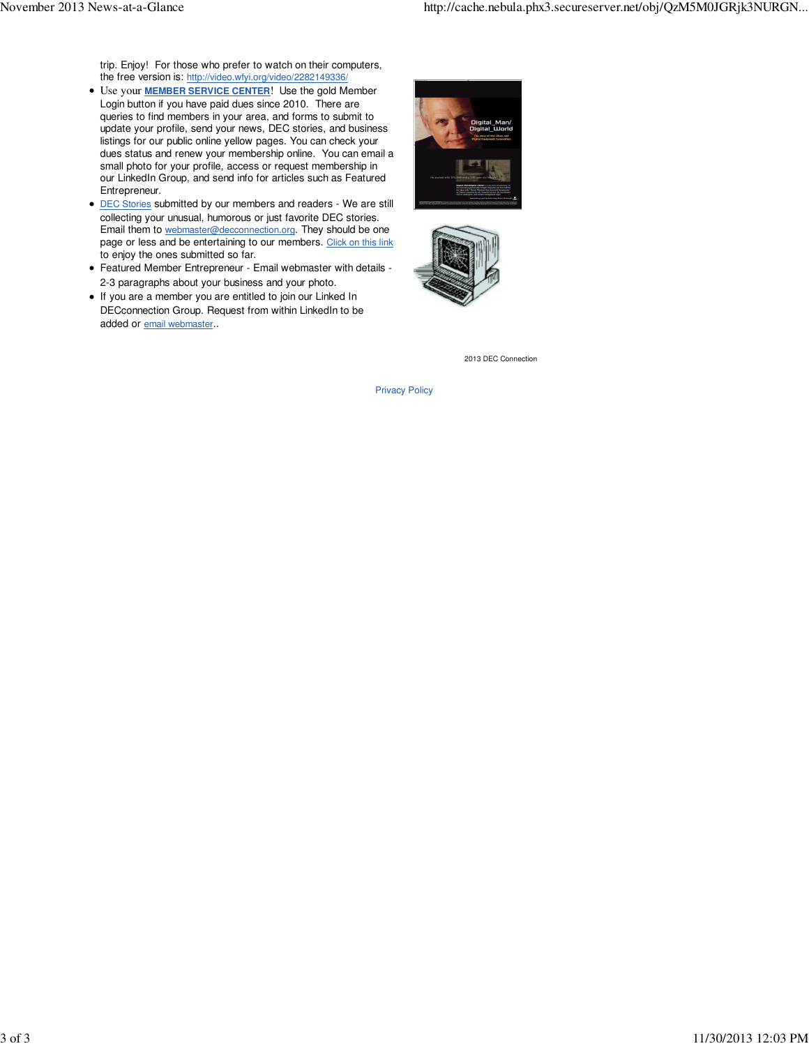trip. Enjoy! For those who prefer to watch on their computers, the free version is: http://video.wfyi.org/video/2282149336/

- Use your **MEMBER SERVICE CENTER**! Use the gold Member Login button if you have paid dues since 2010. There are queries to find members in your area, and forms to submit to update your profile, send your news, DEC stories, and business listings for our public online yellow pages. You can check your dues status and renew your membership online. You can email a small photo for your profile, access or request membership in our LinkedIn Group, and send info for articles such as Featured Entrepreneur.
- DEC Stories submitted by our members and readers - We are still collecting your unusual, humorous or just favorite DEC stories. Email them to webmaster@decconnection.org. They should be one page or less and be entertaining to our members. Click on this link to enjoy the ones submitted so far.
- Featured Member Entrepreneur - Email webmaster with details - 2-3 paragraphs about your business and your photo.
- If you are a member you are entitled to join our Linked In DECconnection Group. Request from within LinkedIn to be added or email webmaster..

2013 DEC Connection

Privacy Policy